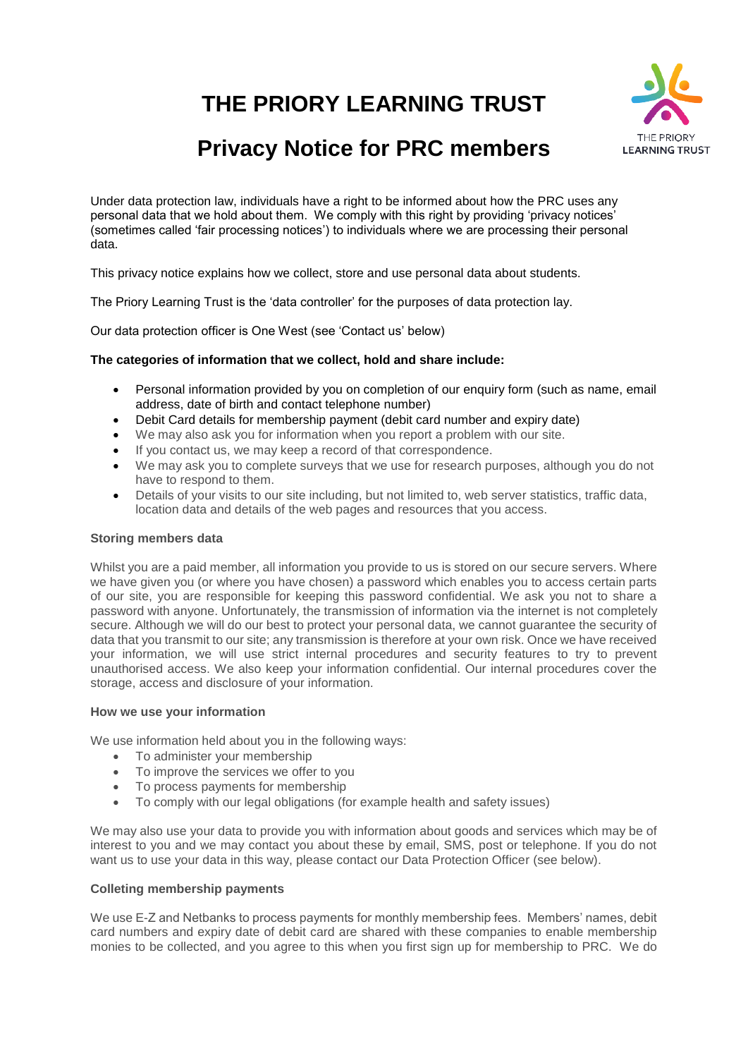# THE PRIORY LEARNING TRUST

## Privacy Notice for PRC members

Under data protection law, individuals have a right to be informed about how the PRC uses any personal data that we hold about them. We comply with this right by providing 'privacy notices' (sometimes called 'fair processing notices') to individuals where we are processing their personal data.

This privacy notice explains how we collect, store and use personal data about students.

The Priory Learning Trust is the 'data controller' for the purposes of data protection lay.

Our data protection officer is One West (see 'Contact us' below)

**The categories of information that we collect, hold and share include:**

- Personal information provided by you on completion of our enquiry form (such as name, email address, date of birth and contact telephone number)
- Debit Card details for membership payment (debit card number and expiry date)
- We may also ask you for information when you report a problem with our site.
- If you contact us, we may keep a record of that correspondence.
- We may ask you to complete surveys that we use for research purposes, although you do not have to respond to them.
- Details of your visits to our site including, but not limited to, web server statistics, traffic data, location data and details of the web pages and resources that you access.

**Storing members data**

Whilst you are a paid member, all information you provide to us is stored on our secure servers. Where we have given you (or where you have chosen) a password which enables you to access certain parts of our site, you are responsible for keeping this password confidential. We ask you not to share a password with anyone. Unfortunately, the transmission of information via the internet is not completely secure. Although we will do our best to protect your personal data, we cannot guarantee the security of data that you transmit to our site; any transmission is therefore at your own risk. Once we have received your information, we will use strict internal procedures and security features to try to prevent unauthorised access. We also keep your information confidential. Our internal procedures cover the storage, access and disclosure of your information.

**How we use your information**

We use information held about you in the following ways:

- To administer your membership
- To improve the services we offer to you
- To process payments for membership
- To comply with our legal obligations (for example health and safety issues)

We may also use your data to provide you with information about goods and services which may be of interest to you and we may contact you about these by email, SMS, post or telephone. If you do not want us to use your data in this way, please contact our Data Protection Officer (see below).

**Colleting membership payments**

We use E-Z and Netbanks to process payments for monthly membership fees. Members' names, debit card numbers and expiry date of debit card are shared with these companies to enable membership monies to be collected, and you agree to this when you first sign up for membership to PRC. We do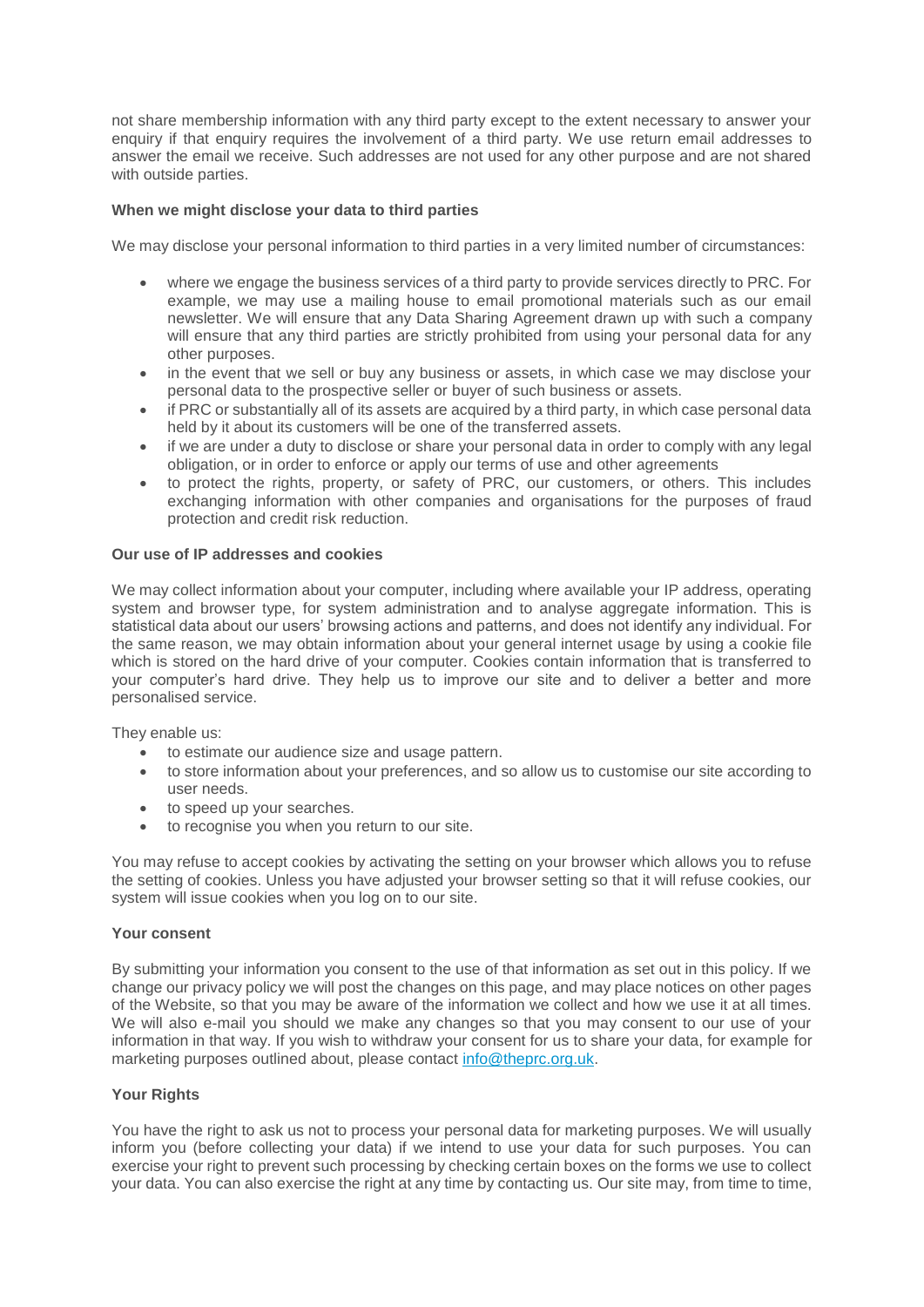not share membership information with any third party except to the extent necessary to answer your enquiry if that enquiry requires the involvement of a third party. We use return email addresses to answer the email we receive. Such addresses are not used for any other purpose and are not shared with outside parties.

**When we might disclose your data to third parties**

We may disclose your personal information to third parties in a very limited number of circumstances:

- where we engage the business services of a third party to provide services directly to PRC. For example, we may use a mailing house to email promotional materials such as our email newsletter. We will ensure that any Data Sharing Agreement drawn up with such a company will ensure that any third parties are strictly prohibited from using your personal data for any other purposes.
- in the event that we sell or buy any business or assets, in which case we may disclose your personal data to the prospective seller or buyer of such business or assets.
- if PRC or substantially all of its assets are acquired by a third party, in which case personal data held by it about its customers will be one of the transferred assets.
- if we are under a duty to disclose or share your personal data in order to comply with any legal obligation, or in order to enforce or apply our terms of use and other agreements
- to protect the rights, property, or safety of PRC, our customers, or others. This includes exchanging information with other companies and organisations for the purposes of fraud protection and credit risk reduction.

**Our use of IP addresses and cookies**

We may collect information about your computer, including where available your IP address, operating system and browser type, for system administration and to analyse aggregate information. This is statistical data about our users' browsing actions and patterns, and does not identify any individual. For the same reason, we may obtain information about your general internet usage by using a cookie file which is stored on the hard drive of your computer. Cookies contain information that is transferred to your computer's hard drive. They help us to improve our site and to deliver a better and more personalised service.

They enable us:

- to estimate our audience size and usage pattern.
- to store information about your preferences, and so allow us to customise our site according to user needs.
- to speed up your searches.
- to recognise you when you return to our site.

You may refuse to accept cookies by activating the setting on your browser which allows you to refuse the setting of cookies. Unless you have adjusted your browser setting so that it will refuse cookies, our system will issue cookies when you log on to our site.

**Your consent**

By submitting your information you consent to the use of that information as set out in this policy. If we change our privacy policy we will post the changes on this page, and may place notices on other pages of the Website, so that you may be aware of the information we collect and how we use it at all times. We will also e-mail you should we make any changes so that you may consent to our use of your information in that way. If you wish to withdraw your consent for us to share your data, for example for marketing purposes outlined about, please contact [info@theprc.org.uk](mailto:info@theprc.org.uk).

**Your Rights**

You have the right to ask us not to process your personal data for marketing purposes. We will usually inform you (before collecting your data) if we intend to use your data for such purposes. You can exercise your right to prevent such processing by checking certain boxes on the forms we use to collect your data. You can also exercise the right at any time by contacting us. Our site may, from time to time,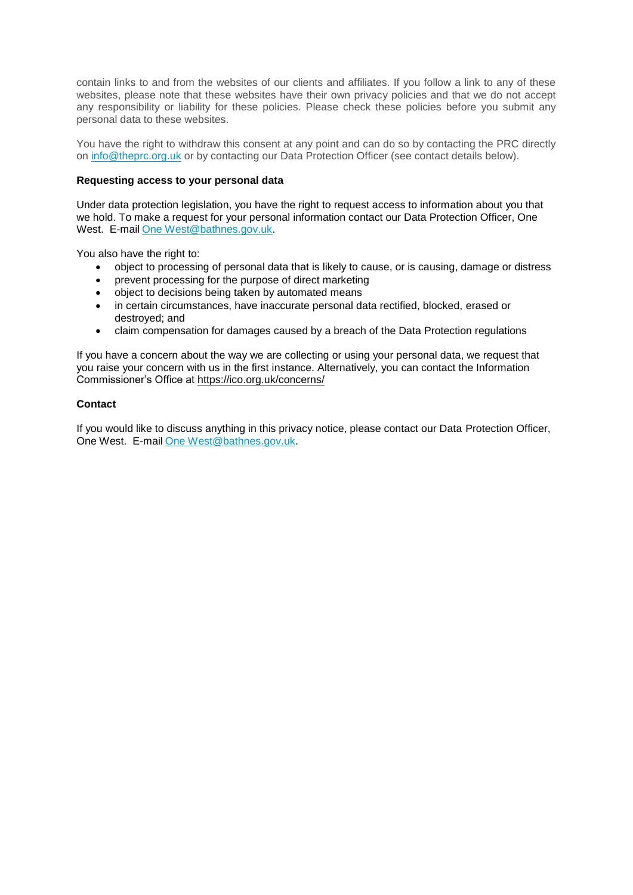contain links to and from the websites of our clients and affiliates. If you follow a link to any of these websites, please note that these websites have their own privacy policies and that we do not accept any responsibility or liability for these policies. Please check these policies before you submit any personal data to these websites.

You have the right to withdraw this consent at any point and can do so by contacting the PRC directly on info@theprc.org.uk or by contacting our Data Protection Officer (see contact details below).

**Requesting access to your personal data**

Under data protection legislation, you have the right to request access to information about you that we hold. To make a request for your personal information contact our Data Protection Officer, One West. E-mail One West@bathnes.gov.uk.

You also have the right to:

- object to processing of personal data that is likely to cause, or is causing, damage or distress
- prevent processing for the purpose of direct marketing
- object to decisions being taken by automated means
- in certain circumstances, have inaccurate personal data rectified, blocked, erased or destroyed; and
- claim compensation for damages caused by a breach of the Data Protection regulations

If you have a concern about the way we are collecting or using your personal data, we request that you raise your concern with us in the first instance. Alternatively, you can contact the Information Commissioner's Office at https://ico.org.uk/concerns/

**Contact**

If you would like to discuss anything in this privacy notice, please contact our Data Protection Officer, One West. E-mail One West@bathnes.gov.uk.